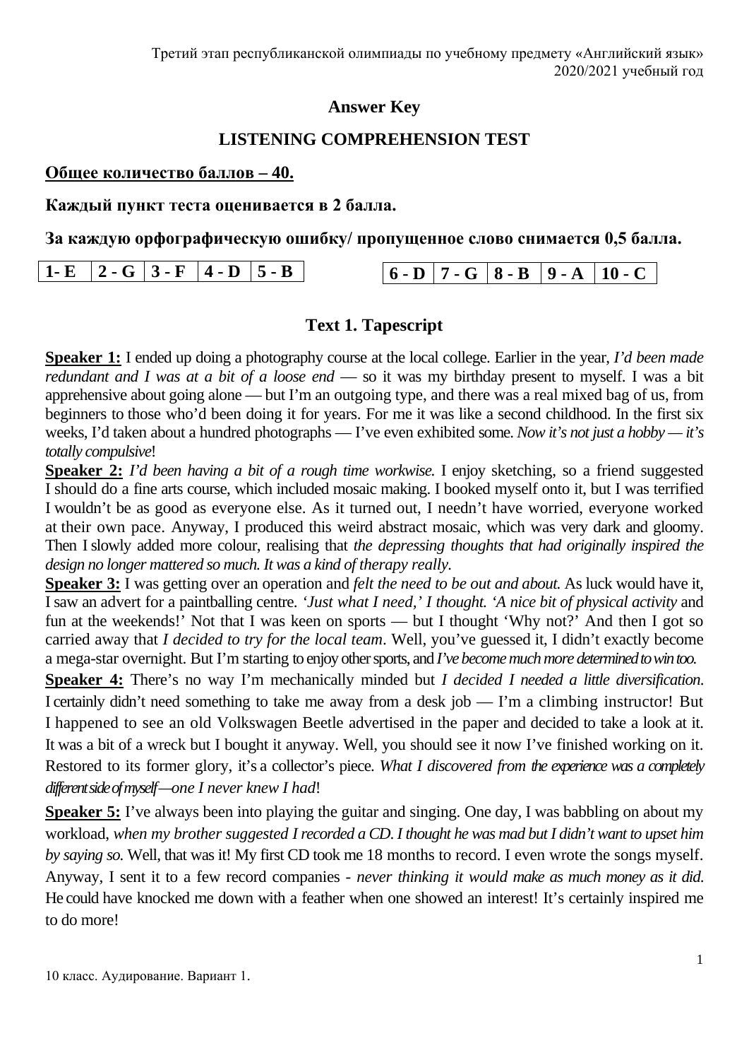Третий этап республиканской олимпиады по учебному предмету «Английский язык»
2020/2021 учебный год

## Answer Key

## LISTENING COMPREHENSION TEST

**Общее количество баллов – 40.**

**Каждый пункт теста оценивается в 2 балла.**

**За каждую орфографическую ошибку/ пропущенное слово снимается 0,5 балла.**

| | | | | | | | | | |
|---|---|---|---|---|---|---|---|---|---|
| **1- E** | **2 - G** | **3 - F** | **4 - D** | **5 - B** | **6 - D** | **7 - G** | **8 - B** | **9 - A** | **10 - C** |

## Text 1. Tapescript

**Speaker 1:** I ended up doing a photography course at the local college. Earlier in the year, *I'd been made redundant and I was at a bit of a loose end* — so it was my birthday present to myself. I was a bit apprehensive about going alone — but I'm an outgoing type, and there was a real mixed bag of us, from beginners to those who'd been doing it for years. For me it was like a second childhood. In the first six weeks, I'd taken about a hundred photographs — I've even exhibited some. *Now it's not just a hobby — it's totally compulsive*!

**Speaker 2:** *I'd been having a bit of a rough time workwise.* I enjoy sketching, so a friend suggested I should do a fine arts course, which included mosaic making. I booked myself onto it, but I was terrified I wouldn't be as good as everyone else. As it turned out, I needn't have worried, everyone worked at their own pace. Anyway, I produced this weird abstract mosaic, which was very dark and gloomy. Then I slowly added more colour, realising that *the depressing thoughts that had originally inspired the design no longer mattered so much. It was a kind of therapy really.*

**Speaker 3:** I was getting over an operation and *felt the need to be out and about.* As luck would have it, I saw an advert for a paintballing centre. *'Just what I need,' I thought. 'A nice bit of physical activity* and fun at the weekends!' Not that I was keen on sports — but I thought 'Why not?' And then I got so carried away that *I decided to try for the local team*. Well, you've guessed it, I didn't exactly become a mega-star overnight. But I'm starting to enjoy other sports, and *I've become much more determined to win too.*

**Speaker 4:** There's no way I'm mechanically minded but *I decided I needed a little diversification.* I certainly didn't need something to take me away from a desk job — I'm a climbing instructor! But I happened to see an old Volkswagen Beetle advertised in the paper and decided to take a look at it. It was a bit of a wreck but I bought it anyway. Well, you should see it now I've finished working on it. Restored to its former glory, it's a collector's piece. *What I discovered from the experience was a completely different side of myself —one I never knew I had*!

**Speaker 5:** I've always been into playing the guitar and singing. One day, I was babbling on about my workload, *when my brother suggested I recorded a CD. I thought he was mad but I didn't want to upset him by saying so.* Well, that was it! My first CD took me 18 months to record. I even wrote the songs myself. Anyway, I sent it to a few record companies - *never thinking it would make as much money as it did.* He could have knocked me down with a feather when one showed an interest! It's certainly inspired me to do more!

10 класс. Аудирование. Вариант 1.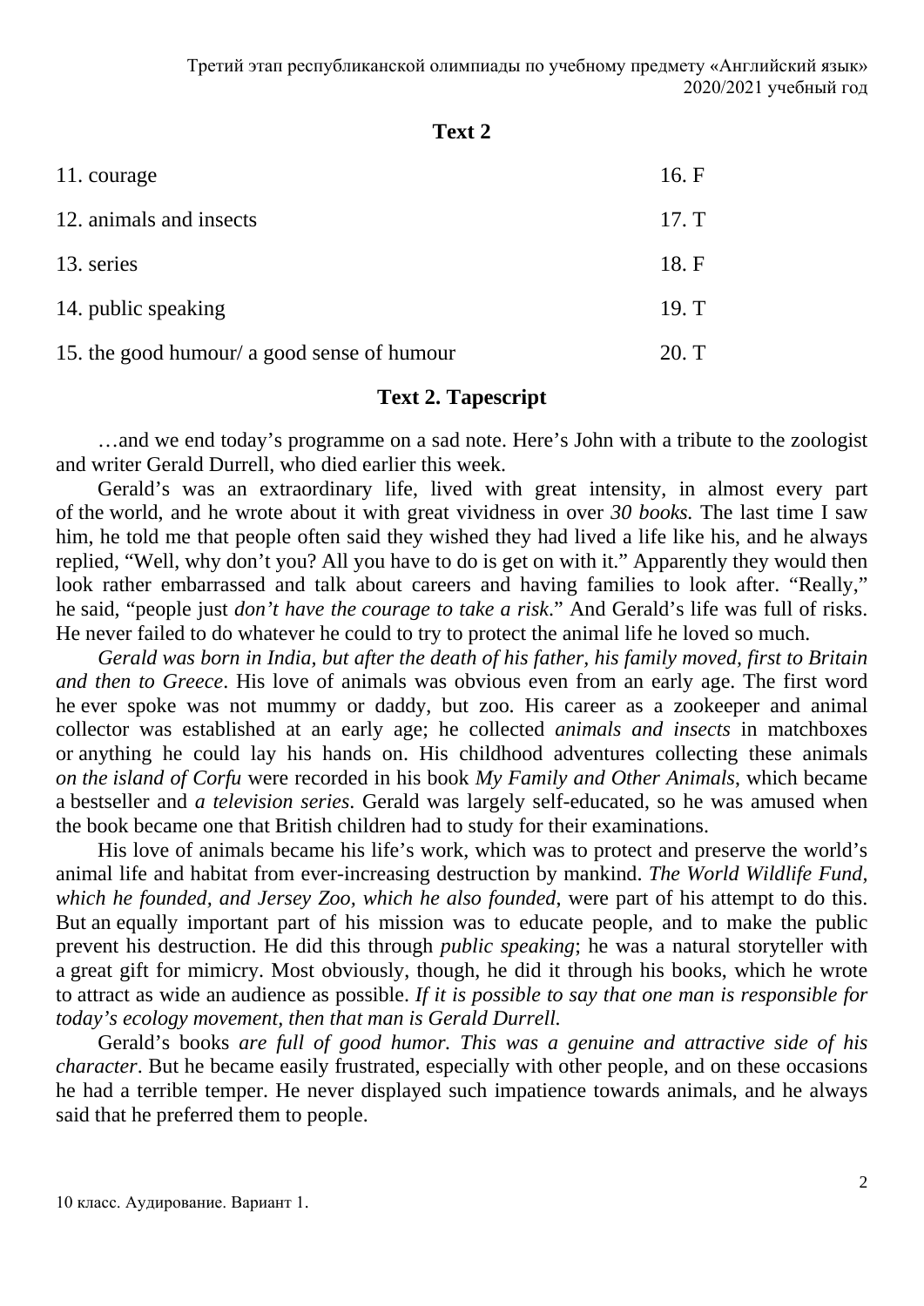**Text 2**

| | |
|---|---|
| 11. courage | 16. F |
| 12. animals and insects | 17. T |
| 13. series | 18. F |
| 14. public speaking | 19. T |
| 15. the good humour/ a good sense of humour | 20. T |

**Text 2. Tapescript**

…and we end today's programme on a sad note. Here's John with a tribute to the zoologist and writer Gerald Durrell, who died earlier this week.

Gerald's was an extraordinary life, lived with great intensity, in almost every part of the world, and he wrote about it with great vividness in over *30 books.* The last time I saw him, he told me that people often said they wished they had lived a life like his, and he always replied, "Well, why don't you? All you have to do is get on with it." Apparently they would then look rather embarrassed and talk about careers and having families to look after. "Really," he said, "people just *don't have the courage to take a risk*." And Gerald's life was full of risks. He never failed to do whatever he could to try to protect the animal life he loved so much.

*Gerald was born in India, but after the death of his father, his family moved, first to Britain and then to Greece*. His love of animals was obvious even from an early age. The first word he ever spoke was not mummy or daddy, but zoo. His career as a zookeeper and animal collector was established at an early age; he collected *animals and insects* in matchboxes or anything he could lay his hands on. His childhood adventures collecting these animals *on the island of Corfu* were recorded in his book *My Family and Other Animals*, which became a bestseller and *a television series*. Gerald was largely self-educated, so he was amused when the book became one that British children had to study for their examinations.

His love of animals became his life's work, which was to protect and preserve the world's animal life and habitat from ever-increasing destruction by mankind. *The World Wildlife Fund, which he founded, and Jersey Zoo, which he also founded*, were part of his attempt to do this. But an equally important part of his mission was to educate people, and to make the public prevent his destruction. He did this through *public speaking*; he was a natural storyteller with a great gift for mimicry. Most obviously, though, he did it through his books, which he wrote to attract as wide an audience as possible. *If it is possible to say that one man is responsible for today's ecology movement, then that man is Gerald Durrell.*

Gerald's books *are full of good humor. This was a genuine and attractive side of his character*. But he became easily frustrated, especially with other people, and on these occasions he had a terrible temper. He never displayed such impatience towards animals, and he always said that he preferred them to people.